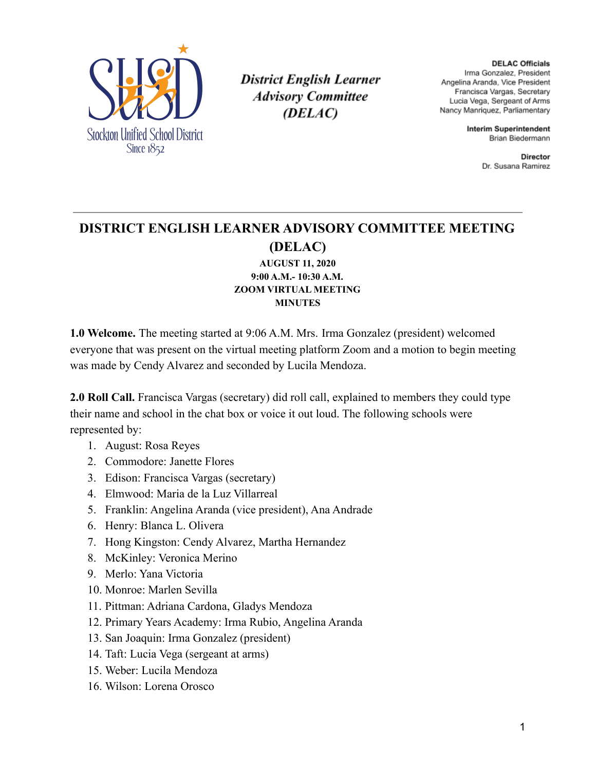Stockton Unified School District
Since 1852

*District English Learner Advisory Committee (DELAC)*

**DELAC Officials**
Irma Gonzalez, President
Angelina Aranda, Vice President
Francisca Vargas, Secretary
Lucia Vega, Sergeant of Arms
Nancy Manriquez, Parliamentary

**Interim Superintendent**
Brian Biedermann

**Director**
Dr. Susana Ramirez

---

# DISTRICT ENGLISH LEARNER ADVISORY COMMITTEE MEETING (DELAC)

**AUGUST 11, 2020**
**9:00 A.M.- 10:30 A.M.**
**ZOOM VIRTUAL MEETING**
**MINUTES**

**1.0 Welcome.** The meeting started at 9:06 A.M. Mrs. Irma Gonzalez (president) welcomed everyone that was present on the virtual meeting platform Zoom and a motion to begin meeting was made by Cendy Alvarez and seconded by Lucila Mendoza.

**2.0 Roll Call.** Francisca Vargas (secretary) did roll call, explained to members they could type their name and school in the chat box or voice it out loud. The following schools were represented by:

1. August: Rosa Reyes
2. Commodore: Janette Flores
3. Edison: Francisca Vargas (secretary)
4. Elmwood: Maria de la Luz Villarreal
5. Franklin: Angelina Aranda (vice president), Ana Andrade
6. Henry: Blanca L. Olivera
7. Hong Kingston: Cendy Alvarez, Martha Hernandez
8. McKinley: Veronica Merino
9. Merlo: Yana Victoria
10. Monroe: Marlen Sevilla
11. Pittman: Adriana Cardona, Gladys Mendoza
12. Primary Years Academy: Irma Rubio, Angelina Aranda
13. San Joaquin: Irma Gonzalez (president)
14. Taft: Lucia Vega (sergeant at arms)
15. Weber: Lucila Mendoza
16. Wilson: Lorena Orosco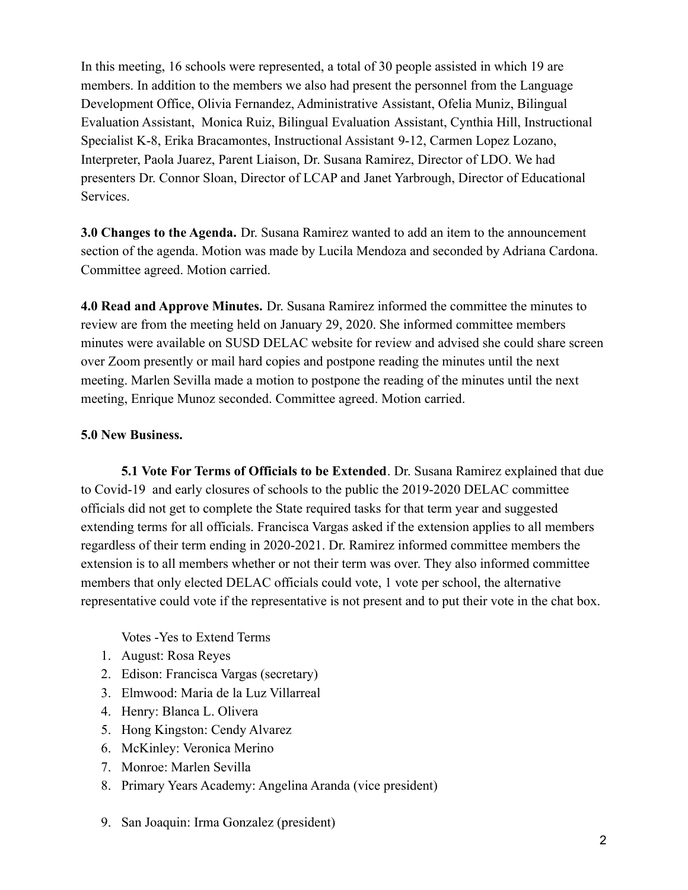In this meeting, 16 schools were represented, a total of 30 people assisted in which 19 are members. In addition to the members we also had present the personnel from the Language Development Office, Olivia Fernandez, Administrative Assistant, Ofelia Muniz, Bilingual Evaluation Assistant, Monica Ruiz, Bilingual Evaluation Assistant, Cynthia Hill, Instructional Specialist K-8, Erika Bracamontes, Instructional Assistant 9-12, Carmen Lopez Lozano, Interpreter, Paola Juarez, Parent Liaison, Dr. Susana Ramirez, Director of LDO. We had presenters Dr. Connor Sloan, Director of LCAP and Janet Yarbrough, Director of Educational Services.

**3.0 Changes to the Agenda.** Dr. Susana Ramirez wanted to add an item to the announcement section of the agenda. Motion was made by Lucila Mendoza and seconded by Adriana Cardona. Committee agreed. Motion carried.

**4.0 Read and Approve Minutes.** Dr. Susana Ramirez informed the committee the minutes to review are from the meeting held on January 29, 2020. She informed committee members minutes were available on SUSD DELAC website for review and advised she could share screen over Zoom presently or mail hard copies and postpone reading the minutes until the next meeting. Marlen Sevilla made a motion to postpone the reading of the minutes until the next meeting, Enrique Munoz seconded. Committee agreed. Motion carried.

**5.0 New Business.**

**5.1 Vote For Terms of Officials to be Extended**. Dr. Susana Ramirez explained that due to Covid-19 and early closures of schools to the public the 2019-2020 DELAC committee officials did not get to complete the State required tasks for that term year and suggested extending terms for all officials. Francisca Vargas asked if the extension applies to all members regardless of their term ending in 2020-2021. Dr. Ramirez informed committee members the extension is to all members whether or not their term was over. They also informed committee members that only elected DELAC officials could vote, 1 vote per school, the alternative representative could vote if the representative is not present and to put their vote in the chat box.

Votes -Yes to Extend Terms

1. August: Rosa Reyes
2. Edison: Francisca Vargas (secretary)
3. Elmwood: Maria de la Luz Villarreal
4. Henry: Blanca L. Olivera
5. Hong Kingston: Cendy Alvarez
6. McKinley: Veronica Merino
7. Monroe: Marlen Sevilla
8. Primary Years Academy: Angelina Aranda (vice president)
9. San Joaquin: Irma Gonzalez (president)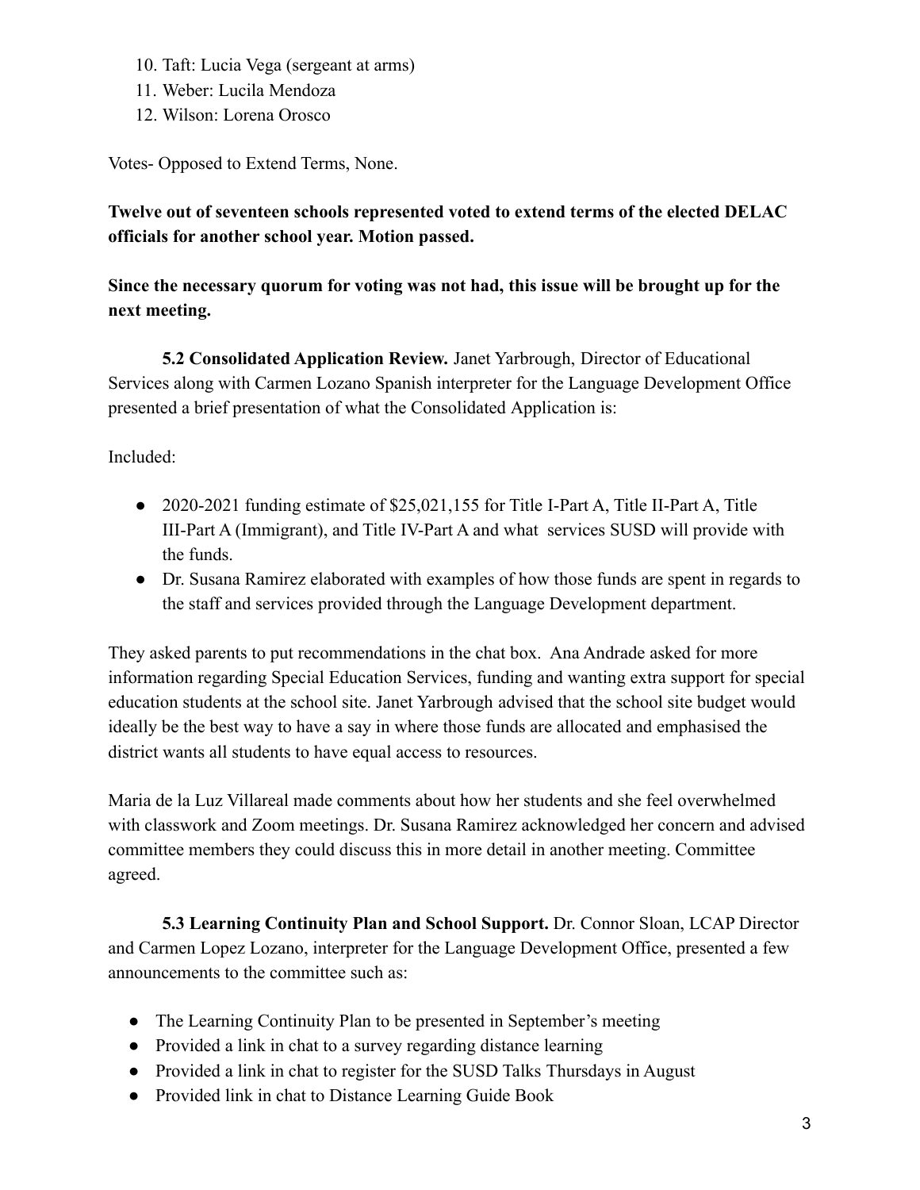10. Taft: Lucia Vega (sergeant at arms)
11. Weber: Lucila Mendoza
12. Wilson: Lorena Orosco

Votes- Opposed to Extend Terms, None.

**Twelve out of seventeen schools represented voted to extend terms of the elected DELAC officials for another school year. Motion passed.**

**Since the necessary quorum for voting was not had, this issue will be brought up for the next meeting.**

**5.2 Consolidated Application Review.** Janet Yarbrough, Director of Educational Services along with Carmen Lozano Spanish interpreter for the Language Development Office presented a brief presentation of what the Consolidated Application is:

Included:

- 2020-2021 funding estimate of $25,021,155 for Title I-Part A, Title II-Part A, Title III-Part A (Immigrant), and Title IV-Part A and what services SUSD will provide with the funds.
- Dr. Susana Ramirez elaborated with examples of how those funds are spent in regards to the staff and services provided through the Language Development department.

They asked parents to put recommendations in the chat box. Ana Andrade asked for more information regarding Special Education Services, funding and wanting extra support for special education students at the school site. Janet Yarbrough advised that the school site budget would ideally be the best way to have a say in where those funds are allocated and emphasised the district wants all students to have equal access to resources.

Maria de la Luz Villareal made comments about how her students and she feel overwhelmed with classwork and Zoom meetings. Dr. Susana Ramirez acknowledged her concern and advised committee members they could discuss this in more detail in another meeting. Committee agreed.

**5.3 Learning Continuity Plan and School Support.** Dr. Connor Sloan, LCAP Director and Carmen Lopez Lozano, interpreter for the Language Development Office, presented a few announcements to the committee such as:

- The Learning Continuity Plan to be presented in September's meeting
- Provided a link in chat to a survey regarding distance learning
- Provided a link in chat to register for the SUSD Talks Thursdays in August
- Provided link in chat to Distance Learning Guide Book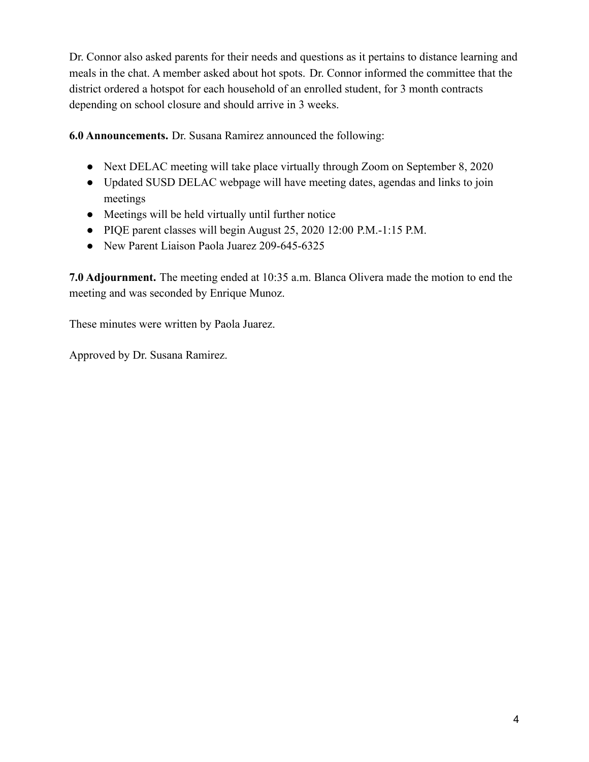Dr. Connor also asked parents for their needs and questions as it pertains to distance learning and meals in the chat. A member asked about hot spots. Dr. Connor informed the committee that the district ordered a hotspot for each household of an enrolled student, for 3 month contracts depending on school closure and should arrive in 3 weeks.

**6.0 Announcements.** Dr. Susana Ramirez announced the following:

- Next DELAC meeting will take place virtually through Zoom on September 8, 2020
- Updated SUSD DELAC webpage will have meeting dates, agendas and links to join meetings
- Meetings will be held virtually until further notice
- PIQE parent classes will begin August 25, 2020 12:00 P.M.-1:15 P.M.
- New Parent Liaison Paola Juarez 209-645-6325

**7.0 Adjournment.** The meeting ended at 10:35 a.m. Blanca Olivera made the motion to end the meeting and was seconded by Enrique Munoz.

These minutes were written by Paola Juarez.

Approved by Dr. Susana Ramirez.